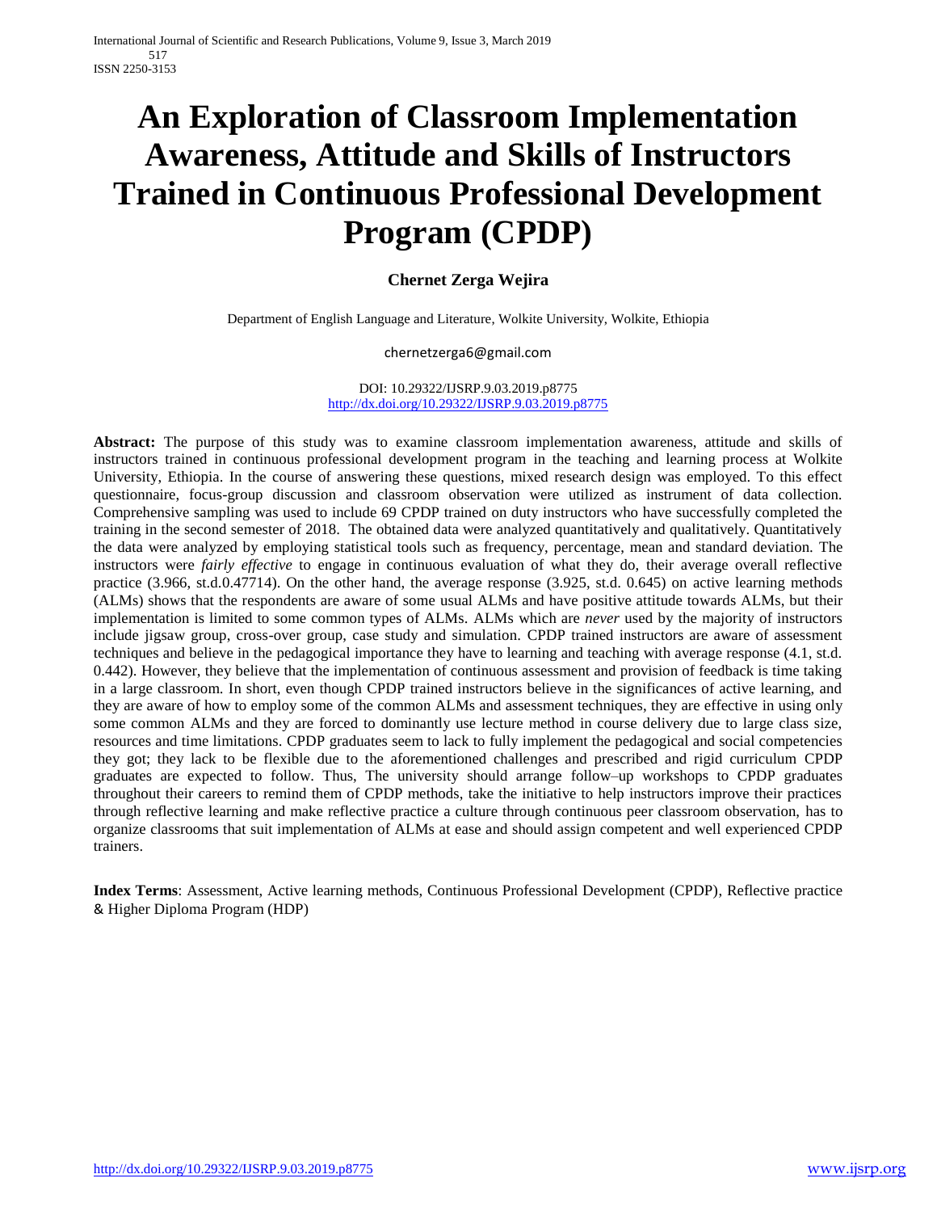# An Exploration of Classroom Implementation Awareness, Attitude and Skills of Instructors Trained in Continuous Professional Development Program (CPDP)

**Chernet Zerga Wejira**

Department of English Language and Literature, Wolkite University, Wolkite, Ethiopia

chernetzerga6@gmail.com

DOI: 10.29322/IJSRP.9.03.2019.p8775
http://dx.doi.org/10.29322/IJSRP.9.03.2019.p8775

**Abstract:** The purpose of this study was to examine classroom implementation awareness, attitude and skills of instructors trained in continuous professional development program in the teaching and learning process at Wolkite University, Ethiopia. In the course of answering these questions, mixed research design was employed. To this effect questionnaire, focus-group discussion and classroom observation were utilized as instrument of data collection. Comprehensive sampling was used to include 69 CPDP trained on duty instructors who have successfully completed the training in the second semester of 2018. The obtained data were analyzed quantitatively and qualitatively. Quantitatively the data were analyzed by employing statistical tools such as frequency, percentage, mean and standard deviation. The instructors were *fairly effective* to engage in continuous evaluation of what they do, their average overall reflective practice (3.966, st.d.0.47714). On the other hand, the average response (3.925, st.d. 0.645) on active learning methods (ALMs) shows that the respondents are aware of some usual ALMs and have positive attitude towards ALMs, but their implementation is limited to some common types of ALMs. ALMs which are *never* used by the majority of instructors include jigsaw group, cross-over group, case study and simulation. CPDP trained instructors are aware of assessment techniques and believe in the pedagogical importance they have to learning and teaching with average response (4.1, st.d. 0.442). However, they believe that the implementation of continuous assessment and provision of feedback is time taking in a large classroom. In short, even though CPDP trained instructors believe in the significances of active learning, and they are aware of how to employ some of the common ALMs and assessment techniques, they are effective in using only some common ALMs and they are forced to dominantly use lecture method in course delivery due to large class size, resources and time limitations. CPDP graduates seem to lack to fully implement the pedagogical and social competencies they got; they lack to be flexible due to the aforementioned challenges and prescribed and rigid curriculum CPDP graduates are expected to follow. Thus, The university should arrange follow–up workshops to CPDP graduates throughout their careers to remind them of CPDP methods, take the initiative to help instructors improve their practices through reflective learning and make reflective practice a culture through continuous peer classroom observation, has to organize classrooms that suit implementation of ALMs at ease and should assign competent and well experienced CPDP trainers.

**Index Terms**: Assessment, Active learning methods, Continuous Professional Development (CPDP), Reflective practice & Higher Diploma Program (HDP)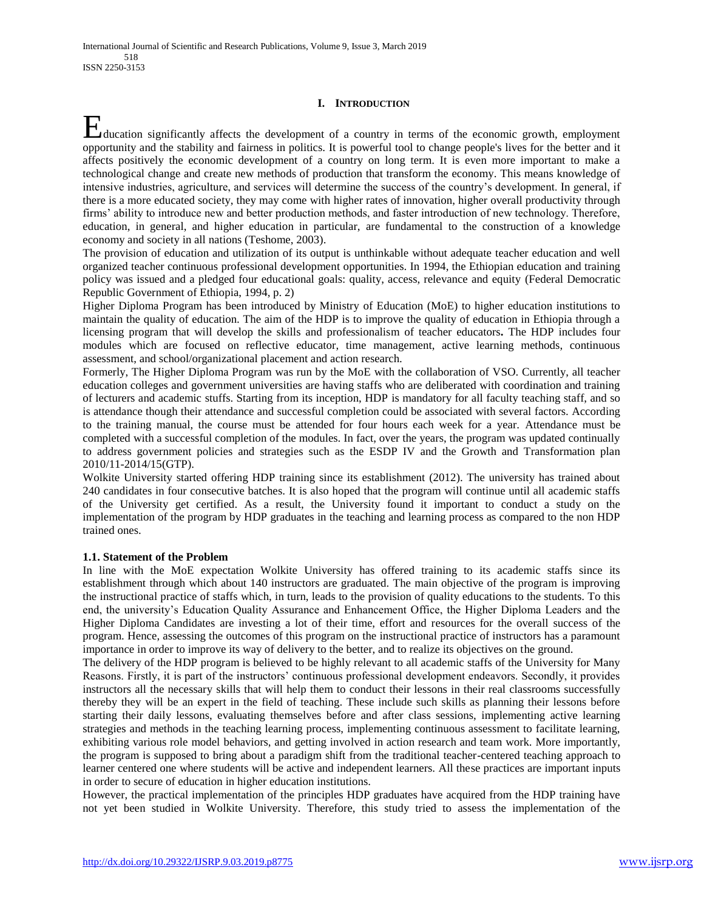## I. INTRODUCTION

Education significantly affects the development of a country in terms of the economic growth, employment opportunity and the stability and fairness in politics. It is powerful tool to change people's lives for the better and it affects positively the economic development of a country on long term. It is even more important to make a technological change and create new methods of production that transform the economy. This means knowledge of intensive industries, agriculture, and services will determine the success of the country's development. In general, if there is a more educated society, they may come with higher rates of innovation, higher overall productivity through firms' ability to introduce new and better production methods, and faster introduction of new technology. Therefore, education, in general, and higher education in particular, are fundamental to the construction of a knowledge economy and society in all nations (Teshome, 2003).

The provision of education and utilization of its output is unthinkable without adequate teacher education and well organized teacher continuous professional development opportunities. In 1994, the Ethiopian education and training policy was issued and a pledged four educational goals: quality, access, relevance and equity (Federal Democratic Republic Government of Ethiopia, 1994, p. 2)

Higher Diploma Program has been introduced by Ministry of Education (MoE) to higher education institutions to maintain the quality of education. The aim of the HDP is to improve the quality of education in Ethiopia through a licensing program that will develop the skills and professionalism of teacher educators**.** The HDP includes four modules which are focused on reflective educator, time management, active learning methods, continuous assessment, and school/organizational placement and action research.

Formerly, The Higher Diploma Program was run by the MoE with the collaboration of VSO. Currently, all teacher education colleges and government universities are having staffs who are deliberated with coordination and training of lecturers and academic stuffs. Starting from its inception, HDP is mandatory for all faculty teaching staff, and so is attendance though their attendance and successful completion could be associated with several factors. According to the training manual, the course must be attended for four hours each week for a year. Attendance must be completed with a successful completion of the modules. In fact, over the years, the program was updated continually to address government policies and strategies such as the ESDP IV and the Growth and Transformation plan 2010/11-2014/15(GTP).

Wolkite University started offering HDP training since its establishment (2012). The university has trained about 240 candidates in four consecutive batches. It is also hoped that the program will continue until all academic staffs of the University get certified. As a result, the University found it important to conduct a study on the implementation of the program by HDP graduates in the teaching and learning process as compared to the non HDP trained ones.

### 1.1. Statement of the Problem

In line with the MoE expectation Wolkite University has offered training to its academic staffs since its establishment through which about 140 instructors are graduated. The main objective of the program is improving the instructional practice of staffs which, in turn, leads to the provision of quality educations to the students. To this end, the university's Education Quality Assurance and Enhancement Office, the Higher Diploma Leaders and the Higher Diploma Candidates are investing a lot of their time, effort and resources for the overall success of the program. Hence, assessing the outcomes of this program on the instructional practice of instructors has a paramount importance in order to improve its way of delivery to the better, and to realize its objectives on the ground.

The delivery of the HDP program is believed to be highly relevant to all academic staffs of the University for Many Reasons. Firstly, it is part of the instructors' continuous professional development endeavors. Secondly, it provides instructors all the necessary skills that will help them to conduct their lessons in their real classrooms successfully thereby they will be an expert in the field of teaching. These include such skills as planning their lessons before starting their daily lessons, evaluating themselves before and after class sessions, implementing active learning strategies and methods in the teaching learning process, implementing continuous assessment to facilitate learning, exhibiting various role model behaviors, and getting involved in action research and team work. More importantly, the program is supposed to bring about a paradigm shift from the traditional teacher-centered teaching approach to learner centered one where students will be active and independent learners. All these practices are important inputs in order to secure of education in higher education institutions.

However, the practical implementation of the principles HDP graduates have acquired from the HDP training have not yet been studied in Wolkite University. Therefore, this study tried to assess the implementation of the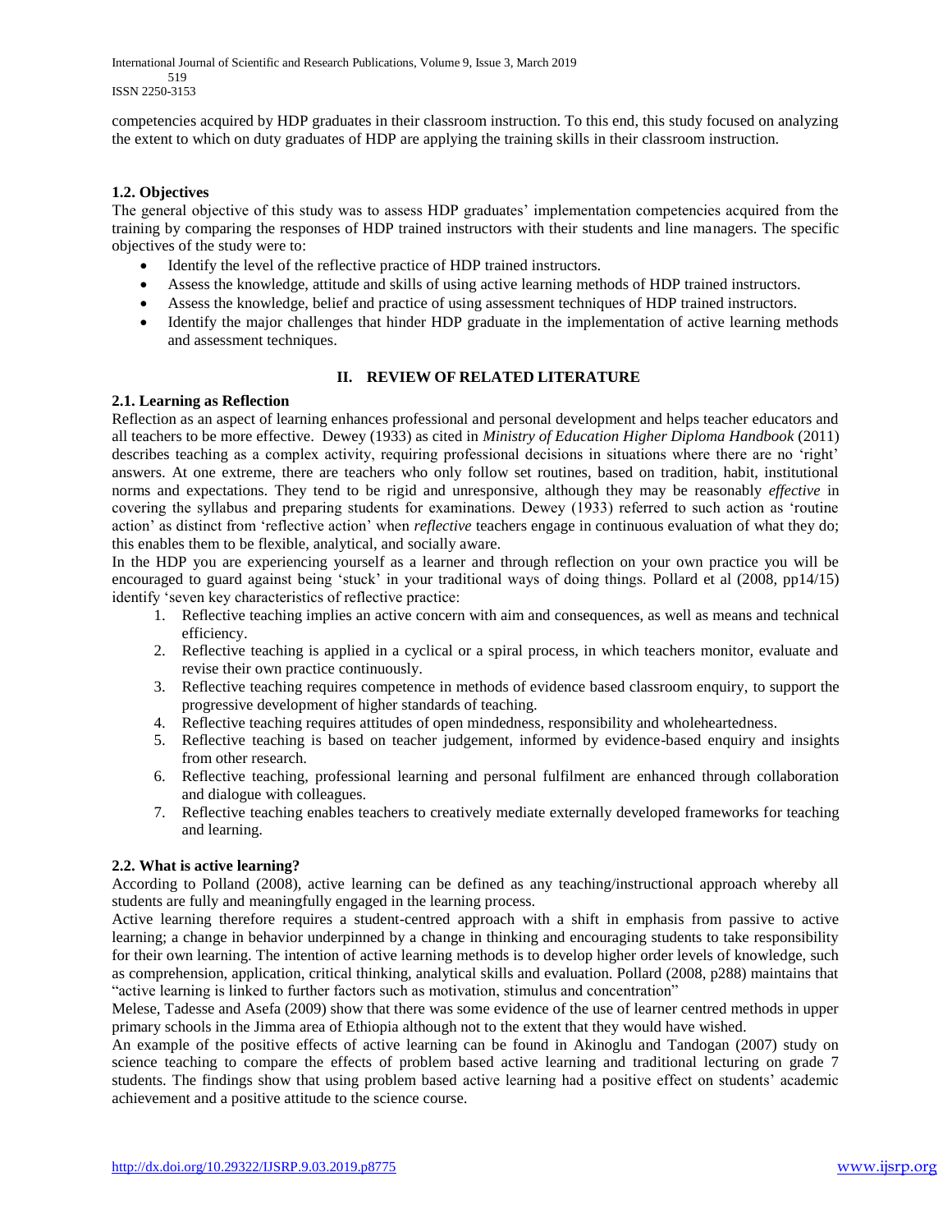competencies acquired by HDP graduates in their classroom instruction. To this end, this study focused on analyzing the extent to which on duty graduates of HDP are applying the training skills in their classroom instruction.

### 1.2. Objectives

The general objective of this study was to assess HDP graduates' implementation competencies acquired from the training by comparing the responses of HDP trained instructors with their students and line managers. The specific objectives of the study were to:

- Identify the level of the reflective practice of HDP trained instructors.
- Assess the knowledge, attitude and skills of using active learning methods of HDP trained instructors.
- Assess the knowledge, belief and practice of using assessment techniques of HDP trained instructors.
- Identify the major challenges that hinder HDP graduate in the implementation of active learning methods and assessment techniques.

## II. REVIEW OF RELATED LITERATURE

### 2.1. Learning as Reflection

Reflection as an aspect of learning enhances professional and personal development and helps teacher educators and all teachers to be more effective. Dewey (1933) as cited in *Ministry of Education Higher Diploma Handbook* (2011) describes teaching as a complex activity, requiring professional decisions in situations where there are no 'right' answers. At one extreme, there are teachers who only follow set routines, based on tradition, habit, institutional norms and expectations. They tend to be rigid and unresponsive, although they may be reasonably *effective* in covering the syllabus and preparing students for examinations. Dewey (1933) referred to such action as 'routine action' as distinct from 'reflective action' when *reflective* teachers engage in continuous evaluation of what they do; this enables them to be flexible, analytical, and socially aware.

In the HDP you are experiencing yourself as a learner and through reflection on your own practice you will be encouraged to guard against being 'stuck' in your traditional ways of doing things. Pollard et al (2008, pp14/15) identify 'seven key characteristics of reflective practice:

1. Reflective teaching implies an active concern with aim and consequences, as well as means and technical efficiency.
2. Reflective teaching is applied in a cyclical or a spiral process, in which teachers monitor, evaluate and revise their own practice continuously.
3. Reflective teaching requires competence in methods of evidence based classroom enquiry, to support the progressive development of higher standards of teaching.
4. Reflective teaching requires attitudes of open mindedness, responsibility and wholeheartedness.
5. Reflective teaching is based on teacher judgement, informed by evidence-based enquiry and insights from other research.
6. Reflective teaching, professional learning and personal fulfilment are enhanced through collaboration and dialogue with colleagues.
7. Reflective teaching enables teachers to creatively mediate externally developed frameworks for teaching and learning.

### 2.2. What is active learning?

According to Polland (2008), active learning can be defined as any teaching/instructional approach whereby all students are fully and meaningfully engaged in the learning process.

Active learning therefore requires a student-centred approach with a shift in emphasis from passive to active learning; a change in behavior underpinned by a change in thinking and encouraging students to take responsibility for their own learning. The intention of active learning methods is to develop higher order levels of knowledge, such as comprehension, application, critical thinking, analytical skills and evaluation. Pollard (2008, p288) maintains that "active learning is linked to further factors such as motivation, stimulus and concentration"

Melese, Tadesse and Asefa (2009) show that there was some evidence of the use of learner centred methods in upper primary schools in the Jimma area of Ethiopia although not to the extent that they would have wished.

An example of the positive effects of active learning can be found in Akinoglu and Tandogan (2007) study on science teaching to compare the effects of problem based active learning and traditional lecturing on grade 7 students. The findings show that using problem based active learning had a positive effect on students' academic achievement and a positive attitude to the science course.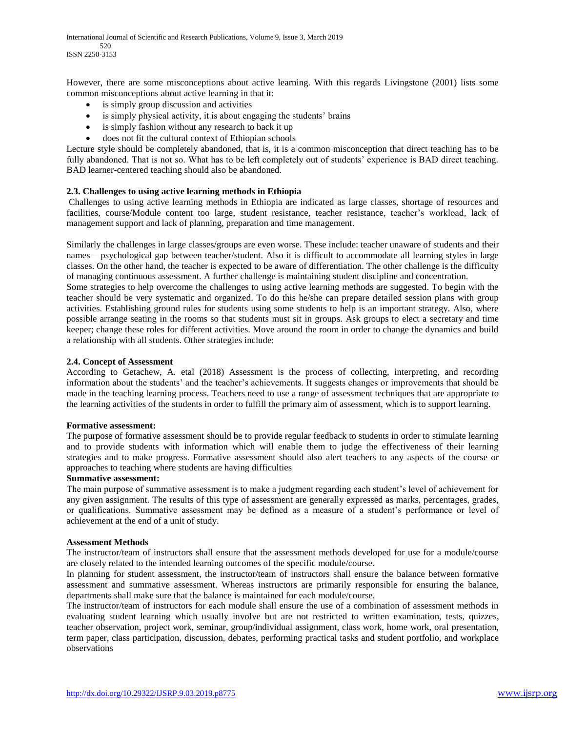However, there are some misconceptions about active learning. With this regards Livingstone (2001) lists some common misconceptions about active learning in that it:

- is simply group discussion and activities
- is simply physical activity, it is about engaging the students' brains
- is simply fashion without any research to back it up
- does not fit the cultural context of Ethiopian schools

Lecture style should be completely abandoned, that is, it is a common misconception that direct teaching has to be fully abandoned. That is not so. What has to be left completely out of students' experience is BAD direct teaching. BAD learner-centered teaching should also be abandoned.

### 2.3. Challenges to using active learning methods in Ethiopia

Challenges to using active learning methods in Ethiopia are indicated as large classes, shortage of resources and facilities, course/Module content too large, student resistance, teacher resistance, teacher's workload, lack of management support and lack of planning, preparation and time management.

Similarly the challenges in large classes/groups are even worse. These include: teacher unaware of students and their names – psychological gap between teacher/student. Also it is difficult to accommodate all learning styles in large classes. On the other hand, the teacher is expected to be aware of differentiation. The other challenge is the difficulty of managing continuous assessment. A further challenge is maintaining student discipline and concentration.

Some strategies to help overcome the challenges to using active learning methods are suggested. To begin with the teacher should be very systematic and organized. To do this he/she can prepare detailed session plans with group activities. Establishing ground rules for students using some students to help is an important strategy. Also, where possible arrange seating in the rooms so that students must sit in groups. Ask groups to elect a secretary and time keeper; change these roles for different activities. Move around the room in order to change the dynamics and build a relationship with all students. Other strategies include:

### 2.4. Concept of Assessment

According to Getachew, A. etal (2018) Assessment is the process of collecting, interpreting, and recording information about the students' and the teacher's achievements. It suggests changes or improvements that should be made in the teaching learning process. Teachers need to use a range of assessment techniques that are appropriate to the learning activities of the students in order to fulfill the primary aim of assessment, which is to support learning.

**Formative assessment:**

The purpose of formative assessment should be to provide regular feedback to students in order to stimulate learning and to provide students with information which will enable them to judge the effectiveness of their learning strategies and to make progress. Formative assessment should also alert teachers to any aspects of the course or approaches to teaching where students are having difficulties

**Summative assessment:**

The main purpose of summative assessment is to make a judgment regarding each student's level of achievement for any given assignment. The results of this type of assessment are generally expressed as marks, percentages, grades, or qualifications. Summative assessment may be defined as a measure of a student's performance or level of achievement at the end of a unit of study.

**Assessment Methods**

The instructor/team of instructors shall ensure that the assessment methods developed for use for a module/course are closely related to the intended learning outcomes of the specific module/course.

In planning for student assessment, the instructor/team of instructors shall ensure the balance between formative assessment and summative assessment. Whereas instructors are primarily responsible for ensuring the balance, departments shall make sure that the balance is maintained for each module/course.

The instructor/team of instructors for each module shall ensure the use of a combination of assessment methods in evaluating student learning which usually involve but are not restricted to written examination, tests, quizzes, teacher observation, project work, seminar, group/individual assignment, class work, home work, oral presentation, term paper, class participation, discussion, debates, performing practical tasks and student portfolio, and workplace observations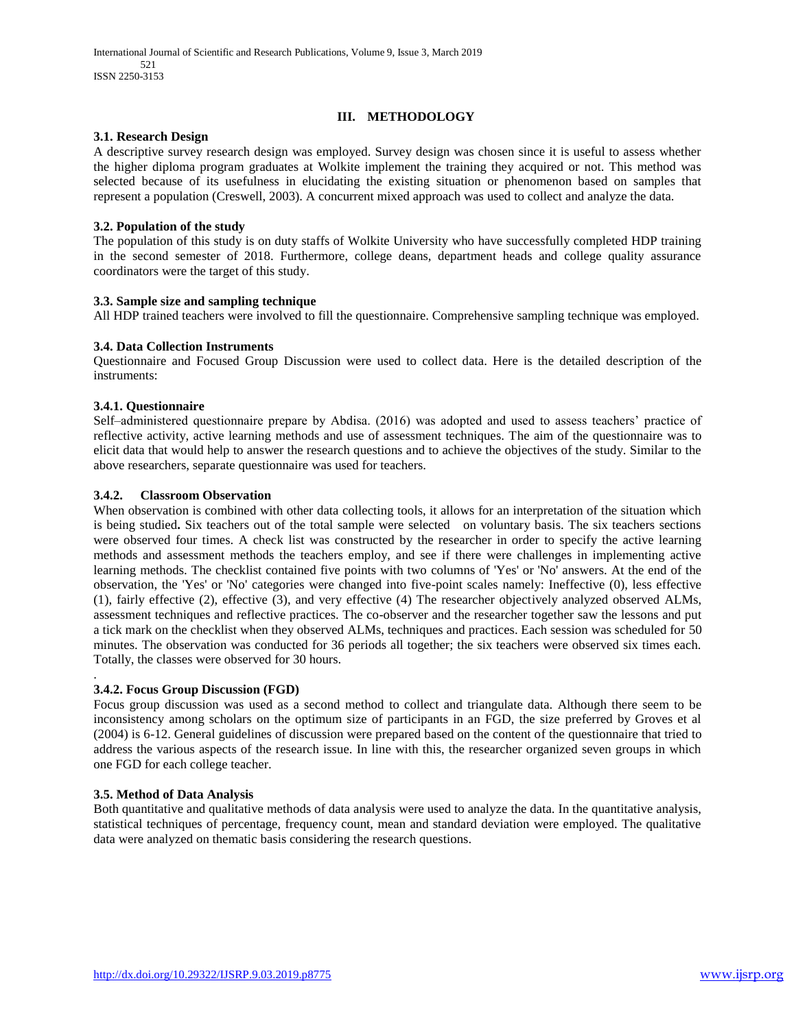# III. METHODOLOGY

### 3.1. Research Design

A descriptive survey research design was employed. Survey design was chosen since it is useful to assess whether the higher diploma program graduates at Wolkite implement the training they acquired or not. This method was selected because of its usefulness in elucidating the existing situation or phenomenon based on samples that represent a population (Creswell, 2003). A concurrent mixed approach was used to collect and analyze the data.

### 3.2. Population of the study

The population of this study is on duty staffs of Wolkite University who have successfully completed HDP training in the second semester of 2018. Furthermore, college deans, department heads and college quality assurance coordinators were the target of this study.

### 3.3. Sample size and sampling technique

All HDP trained teachers were involved to fill the questionnaire. Comprehensive sampling technique was employed.

### 3.4. Data Collection Instruments

Questionnaire and Focused Group Discussion were used to collect data. Here is the detailed description of the instruments:

#### 3.4.1. Questionnaire

Self–administered questionnaire prepare by Abdisa. (2016) was adopted and used to assess teachers' practice of reflective activity, active learning methods and use of assessment techniques. The aim of the questionnaire was to elicit data that would help to answer the research questions and to achieve the objectives of the study. Similar to the above researchers, separate questionnaire was used for teachers.

#### 3.4.2. Classroom Observation

When observation is combined with other data collecting tools, it allows for an interpretation of the situation which is being studied**.** Six teachers out of the total sample were selected on voluntary basis. The six teachers sections were observed four times. A check list was constructed by the researcher in order to specify the active learning methods and assessment methods the teachers employ, and see if there were challenges in implementing active learning methods. The checklist contained five points with two columns of 'Yes' or 'No' answers. At the end of the observation, the 'Yes' or 'No' categories were changed into five-point scales namely: Ineffective (0), less effective (1), fairly effective (2), effective (3), and very effective (4) The researcher objectively analyzed observed ALMs, assessment techniques and reflective practices. The co-observer and the researcher together saw the lessons and put a tick mark on the checklist when they observed ALMs, techniques and practices. Each session was scheduled for 50 minutes. The observation was conducted for 36 periods all together; the six teachers were observed six times each. Totally, the classes were observed for 30 hours.

.

#### 3.4.2. Focus Group Discussion (FGD)

Focus group discussion was used as a second method to collect and triangulate data. Although there seem to be inconsistency among scholars on the optimum size of participants in an FGD, the size preferred by Groves et al (2004) is 6-12. General guidelines of discussion were prepared based on the content of the questionnaire that tried to address the various aspects of the research issue. In line with this, the researcher organized seven groups in which one FGD for each college teacher.

### 3.5. Method of Data Analysis

Both quantitative and qualitative methods of data analysis were used to analyze the data. In the quantitative analysis, statistical techniques of percentage, frequency count, mean and standard deviation were employed. The qualitative data were analyzed on thematic basis considering the research questions.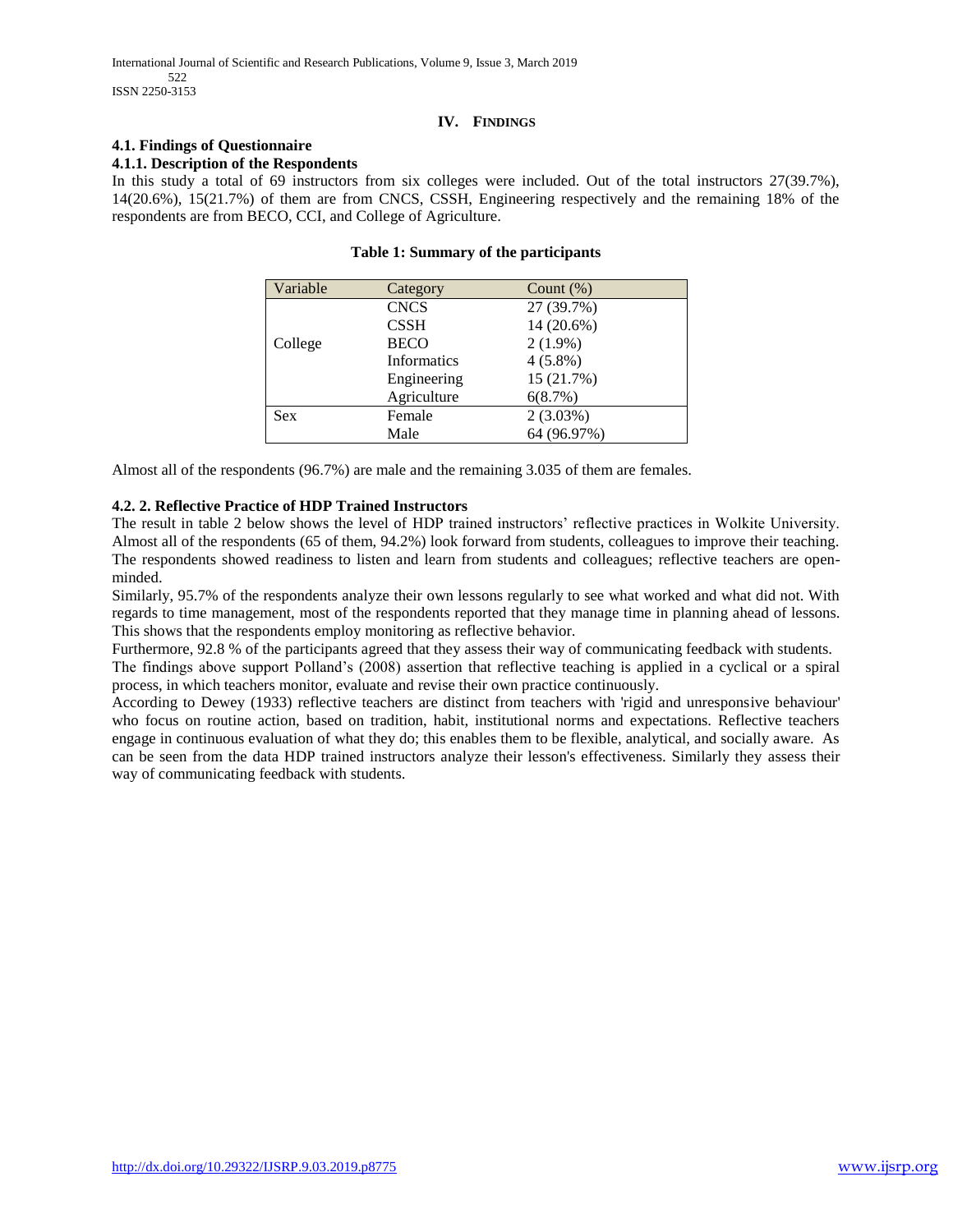## IV. Findings

### 4.1. Findings of Questionnaire

#### 4.1.1. Description of the Respondents

In this study a total of 69 instructors from six colleges were included. Out of the total instructors 27(39.7%), 14(20.6%), 15(21.7%) of them are from CNCS, CSSH, Engineering respectively and the remaining 18% of the respondents are from BECO, CCI, and College of Agriculture.

**Table 1: Summary of the participants**

| Variable | Category | Count (%) |
|---|---|---|
| College | CNCS | 27 (39.7%) |
| | CSSH | 14 (20.6%) |
| | BECO | 2 (1.9%) |
| | Informatics | 4 (5.8%) |
| | Engineering | 15 (21.7%) |
| | Agriculture | 6(8.7%) |
| Sex | Female | 2 (3.03%) |
| | Male | 64 (96.97%) |

Almost all of the respondents (96.7%) are male and the remaining 3.035 of them are females.

#### 4.2. 2. Reflective Practice of HDP Trained Instructors

The result in table 2 below shows the level of HDP trained instructors' reflective practices in Wolkite University. Almost all of the respondents (65 of them, 94.2%) look forward from students, colleagues to improve their teaching. The respondents showed readiness to listen and learn from students and colleagues; reflective teachers are open-minded.

Similarly, 95.7% of the respondents analyze their own lessons regularly to see what worked and what did not. With regards to time management, most of the respondents reported that they manage time in planning ahead of lessons. This shows that the respondents employ monitoring as reflective behavior.

Furthermore, 92.8 % of the participants agreed that they assess their way of communicating feedback with students.

The findings above support Polland's (2008) assertion that reflective teaching is applied in a cyclical or a spiral process, in which teachers monitor, evaluate and revise their own practice continuously.

According to Dewey (1933) reflective teachers are distinct from teachers with 'rigid and unresponsive behaviour' who focus on routine action, based on tradition, habit, institutional norms and expectations. Reflective teachers engage in continuous evaluation of what they do; this enables them to be flexible, analytical, and socially aware. As can be seen from the data HDP trained instructors analyze their lesson's effectiveness. Similarly they assess their way of communicating feedback with students.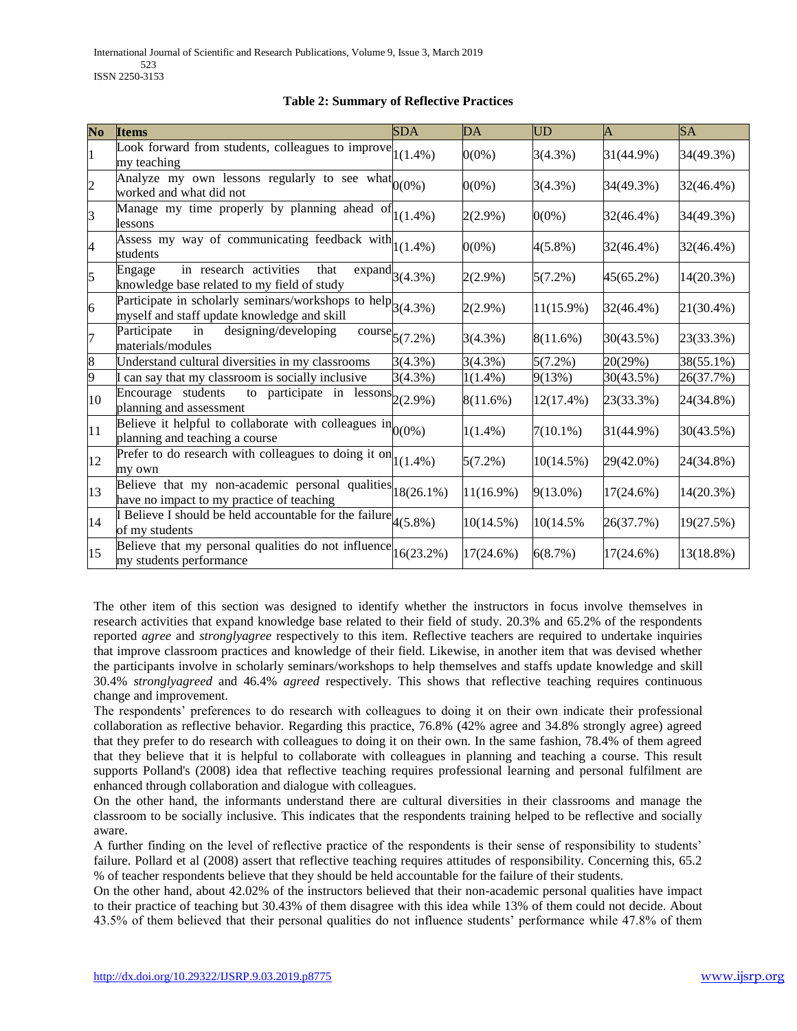**Table 2: Summary of Reflective Practices**

| No | Items | SDA | DA | UD | A | SA |
|---|---|---|---|---|---|---|
| 1 | Look forward from students, colleagues to improve my teaching | 1(1.4%) | 0(0%) | 3(4.3%) | 31(44.9%) | 34(49.3%) |
| 2 | Analyze my own lessons regularly to see what worked and what did not | 0(0%) | 0(0%) | 3(4.3%) | 34(49.3%) | 32(46.4%) |
| 3 | Manage my time properly by planning ahead of lessons | 1(1.4%) | 2(2.9%) | 0(0%) | 32(46.4%) | 34(49.3%) |
| 4 | Assess my way of communicating feedback with students | 1(1.4%) | 0(0%) | 4(5.8%) | 32(46.4%) | 32(46.4%) |
| 5 | Engage in research activities that expand knowledge base related to my field of study | 3(4.3%) | 2(2.9%) | 5(7.2%) | 45(65.2%) | 14(20.3%) |
| 6 | Participate in scholarly seminars/workshops to help myself and staff update knowledge and skill | 3(4.3%) | 2(2.9%) | 11(15.9%) | 32(46.4%) | 21(30.4%) |
| 7 | Participate in designing/developing course materials/modules | 5(7.2%) | 3(4.3%) | 8(11.6%) | 30(43.5%) | 23(33.3%) |
| 8 | Understand cultural diversities in my classrooms | 3(4.3%) | 3(4.3%) | 5(7.2%) | 20(29%) | 38(55.1%) |
| 9 | I can say that my classroom is socially inclusive | 3(4.3%) | 1(1.4%) | 9(13%) | 30(43.5%) | 26(37.7%) |
| 10 | Encourage students to participate in lessons planning and assessment | 2(2.9%) | 8(11.6%) | 12(17.4%) | 23(33.3%) | 24(34.8%) |
| 11 | Believe it helpful to collaborate with colleagues in planning and teaching a course | 0(0%) | 1(1.4%) | 7(10.1%) | 31(44.9%) | 30(43.5%) |
| 12 | Prefer to do research with colleagues to doing it on my own | 1(1.4%) | 5(7.2%) | 10(14.5%) | 29(42.0%) | 24(34.8%) |
| 13 | Believe that my non-academic personal qualities have no impact to my practice of teaching | 18(26.1%) | 11(16.9%) | 9(13.0%) | 17(24.6%) | 14(20.3%) |
| 14 | I Believe I should be held accountable for the failure of my students | 4(5.8%) | 10(14.5%) | 10(14.5% | 26(37.7%) | 19(27.5%) |
| 15 | Believe that my personal qualities do not influence my students performance | 16(23.2%) | 17(24.6%) | 6(8.7%) | 17(24.6%) | 13(18.8%) |

The other item of this section was designed to identify whether the instructors in focus involve themselves in research activities that expand knowledge base related to their field of study. 20.3% and 65.2% of the respondents reported *agree* and *stronglyagree* respectively to this item. Reflective teachers are required to undertake inquiries that improve classroom practices and knowledge of their field. Likewise, in another item that was devised whether the participants involve in scholarly seminars/workshops to help themselves and staffs update knowledge and skill 30.4% *stronglyagreed* and 46.4% *agreed* respectively. This shows that reflective teaching requires continuous change and improvement.

The respondents' preferences to do research with colleagues to doing it on their own indicate their professional collaboration as reflective behavior. Regarding this practice, 76.8% (42% agree and 34.8% strongly agree) agreed that they prefer to do research with colleagues to doing it on their own. In the same fashion, 78.4% of them agreed that they believe that it is helpful to collaborate with colleagues in planning and teaching a course. This result supports Polland's (2008) idea that reflective teaching requires professional learning and personal fulfilment are enhanced through collaboration and dialogue with colleagues.

On the other hand, the informants understand there are cultural diversities in their classrooms and manage the classroom to be socially inclusive. This indicates that the respondents training helped to be reflective and socially aware.

A further finding on the level of reflective practice of the respondents is their sense of responsibility to students' failure. Pollard et al (2008) assert that reflective teaching requires attitudes of responsibility. Concerning this, 65.2 % of teacher respondents believe that they should be held accountable for the failure of their students.

On the other hand, about 42.02% of the instructors believed that their non-academic personal qualities have impact to their practice of teaching but 30.43% of them disagree with this idea while 13% of them could not decide. About 43.5% of them believed that their personal qualities do not influence students' performance while 47.8% of them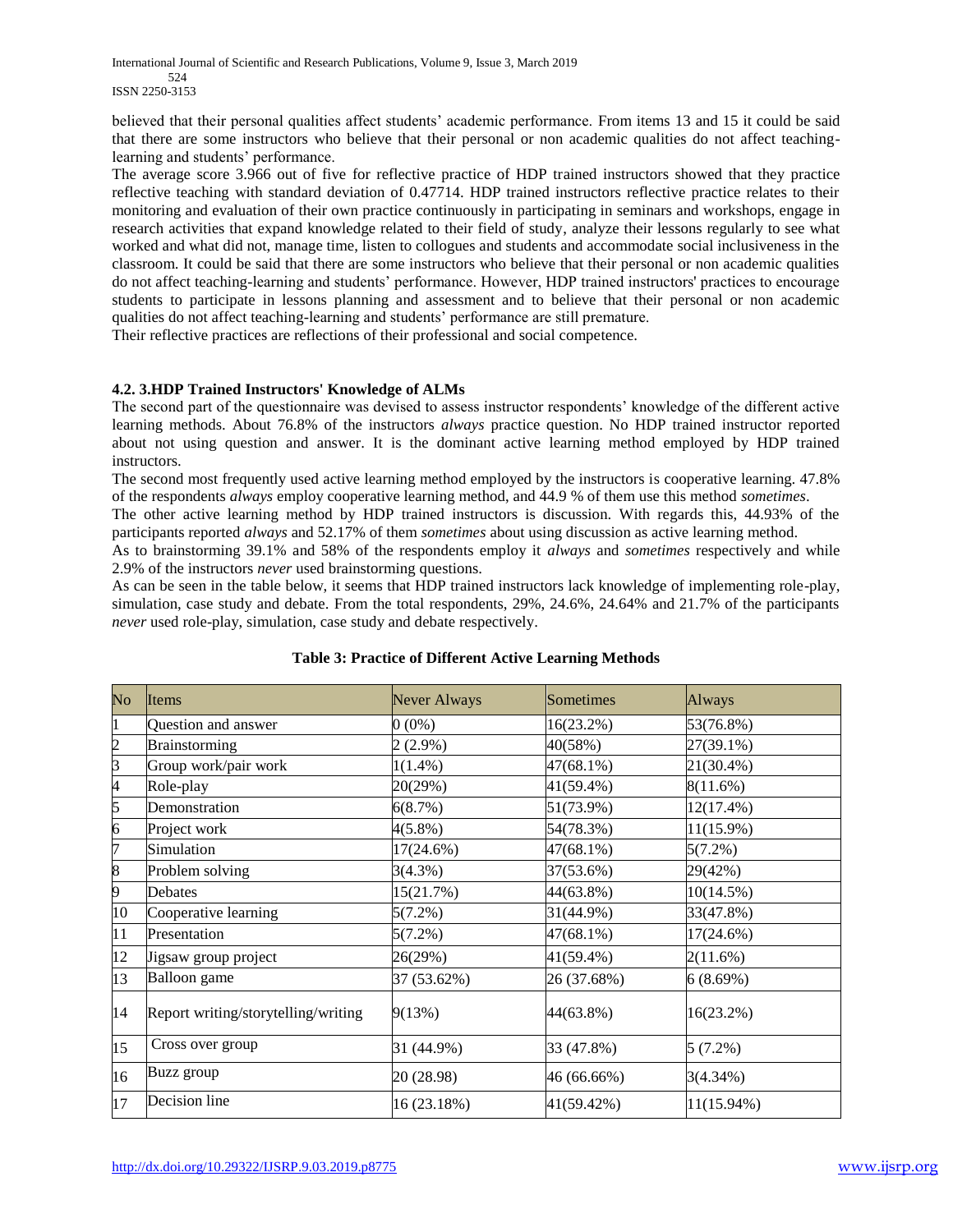believed that their personal qualities affect students' academic performance. From items 13 and 15 it could be said that there are some instructors who believe that their personal or non academic qualities do not affect teaching-learning and students' performance.

The average score 3.966 out of five for reflective practice of HDP trained instructors showed that they practice reflective teaching with standard deviation of 0.47714. HDP trained instructors reflective practice relates to their monitoring and evaluation of their own practice continuously in participating in seminars and workshops, engage in research activities that expand knowledge related to their field of study, analyze their lessons regularly to see what worked and what did not, manage time, listen to collogues and students and accommodate social inclusiveness in the classroom. It could be said that there are some instructors who believe that their personal or non academic qualities do not affect teaching-learning and students' performance. However, HDP trained instructors' practices to encourage students to participate in lessons planning and assessment and to believe that their personal or non academic qualities do not affect teaching-learning and students' performance are still premature.

Their reflective practices are reflections of their professional and social competence.

#### 4.2. 3.HDP Trained Instructors' Knowledge of ALMs

The second part of the questionnaire was devised to assess instructor respondents' knowledge of the different active learning methods. About 76.8% of the instructors *always* practice question. No HDP trained instructor reported about not using question and answer. It is the dominant active learning method employed by HDP trained instructors.

The second most frequently used active learning method employed by the instructors is cooperative learning. 47.8% of the respondents *always* employ cooperative learning method, and 44.9 % of them use this method *sometimes*.

The other active learning method by HDP trained instructors is discussion. With regards this, 44.93% of the participants reported *always* and 52.17% of them *sometimes* about using discussion as active learning method.

As to brainstorming 39.1% and 58% of the respondents employ it *always* and *sometimes* respectively and while 2.9% of the instructors *never* used brainstorming questions.

As can be seen in the table below, it seems that HDP trained instructors lack knowledge of implementing role-play, simulation, case study and debate. From the total respondents, 29%, 24.6%, 24.64% and 21.7% of the participants *never* used role-play, simulation, case study and debate respectively.

**Table 3: Practice of Different Active Learning Methods**

| No | Items | Never Always | Sometimes | Always |
|---|---|---|---|---|
| 1 | Question and answer | 0 (0%) | 16(23.2%) | 53(76.8%) |
| 2 | Brainstorming | 2 (2.9%) | 40(58%) | 27(39.1%) |
| 3 | Group work/pair work | 1(1.4%) | 47(68.1%) | 21(30.4%) |
| 4 | Role-play | 20(29%) | 41(59.4%) | 8(11.6%) |
| 5 | Demonstration | 6(8.7%) | 51(73.9%) | 12(17.4%) |
| 6 | Project work | 4(5.8%) | 54(78.3%) | 11(15.9%) |
| 7 | Simulation | 17(24.6%) | 47(68.1%) | 5(7.2%) |
| 8 | Problem solving | 3(4.3%) | 37(53.6%) | 29(42%) |
| 9 | Debates | 15(21.7%) | 44(63.8%) | 10(14.5%) |
| 10 | Cooperative learning | 5(7.2%) | 31(44.9%) | 33(47.8%) |
| 11 | Presentation | 5(7.2%) | 47(68.1%) | 17(24.6%) |
| 12 | Jigsaw group project | 26(29%) | 41(59.4%) | 2(11.6%) |
| 13 | Balloon game | 37 (53.62%) | 26 (37.68%) | 6 (8.69%) |
| 14 | Report writing/storytelling/writing | 9(13%) | 44(63.8%) | 16(23.2%) |
| 15 | Cross over group | 31 (44.9%) | 33 (47.8%) | 5 (7.2%) |
| 16 | Buzz group | 20 (28.98) | 46 (66.66%) | 3(4.34%) |
| 17 | Decision line | 16 (23.18%) | 41(59.42%) | 11(15.94%) |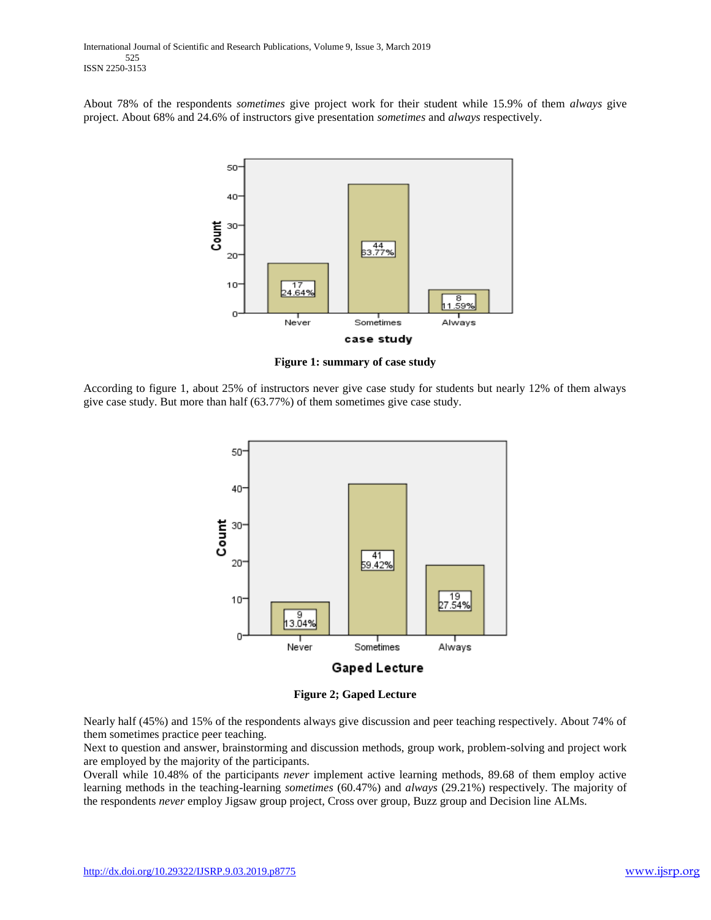About 78% of the respondents *sometimes* give project work for their student while 15.9% of them *always* give project. About 68% and 24.6% of instructors give presentation *sometimes* and *always* respectively.

**Figure 1: summary of case study**

According to figure 1, about 25% of instructors never give case study for students but nearly 12% of them always give case study. But more than half (63.77%) of them sometimes give case study.

**Figure 2; Gaped Lecture**

Nearly half (45%) and 15% of the respondents always give discussion and peer teaching respectively. About 74% of them sometimes practice peer teaching.

Next to question and answer, brainstorming and discussion methods, group work, problem-solving and project work are employed by the majority of the participants.

Overall while 10.48% of the participants *never* implement active learning methods, 89.68 of them employ active learning methods in the teaching-learning *sometimes* (60.47%) and *always* (29.21%) respectively. The majority of the respondents *never* employ Jigsaw group project, Cross over group, Buzz group and Decision line ALMs.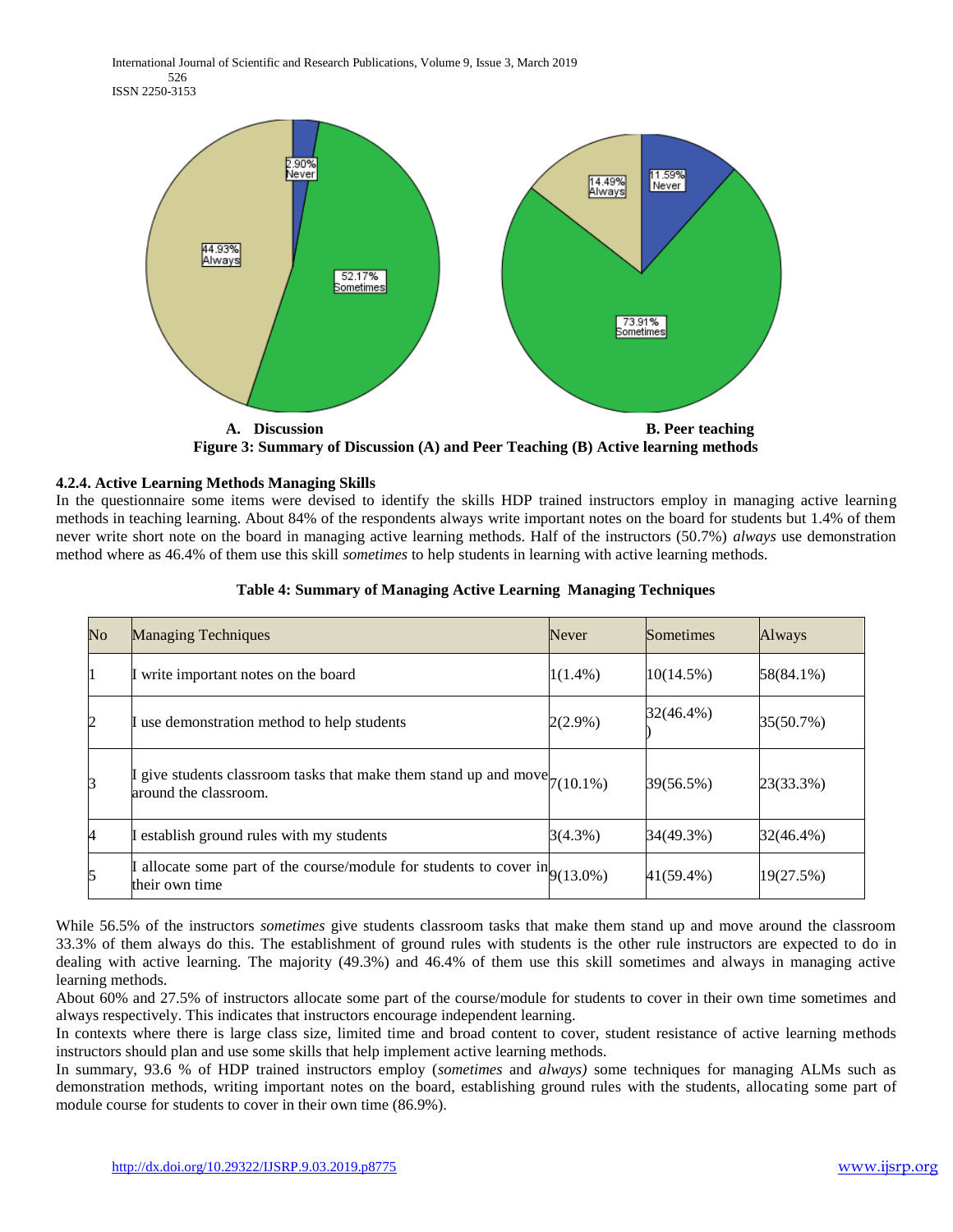A. **Discussion** B. **Peer teaching**

**Figure 3: Summary of Discussion (A) and Peer Teaching (B) Active learning methods**

### 4.2.4. Active Learning Methods Managing Skills

In the questionnaire some items were devised to identify the skills HDP trained instructors employ in managing active learning methods in teaching learning. About 84% of the respondents always write important notes on the board for students but 1.4% of them never write short note on the board in managing active learning methods. Half of the instructors (50.7%) *always* use demonstration method where as 46.4% of them use this skill *sometimes* to help students in learning with active learning methods.

**Table 4: Summary of Managing Active Learning Managing Techniques**

| No | Managing Techniques | Never | Sometimes | Always |
|---|---|---|---|---|
| 1 | I write important notes on the board | 1(1.4%) | 10(14.5%) | 58(84.1%) |
| 2 | I use demonstration method to help students | 2(2.9%) | 32(46.4%) | 35(50.7%) |
| 3 | I give students classroom tasks that make them stand up and move around the classroom. | 7(10.1%) | 39(56.5%) | 23(33.3%) |
| 4 | I establish ground rules with my students | 3(4.3%) | 34(49.3%) | 32(46.4%) |
| 5 | I allocate some part of the course/module for students to cover in their own time | 9(13.0%) | 41(59.4%) | 19(27.5%) |

While 56.5% of the instructors *sometimes* give students classroom tasks that make them stand up and move around the classroom 33.3% of them always do this. The establishment of ground rules with students is the other rule instructors are expected to do in dealing with active learning. The majority (49.3%) and 46.4% of them use this skill sometimes and always in managing active learning methods.

About 60% and 27.5% of instructors allocate some part of the course/module for students to cover in their own time sometimes and always respectively. This indicates that instructors encourage independent learning.

In contexts where there is large class size, limited time and broad content to cover, student resistance of active learning methods instructors should plan and use some skills that help implement active learning methods.

In summary, 93.6 % of HDP trained instructors employ (*sometimes* and *always)* some techniques for managing ALMs such as demonstration methods, writing important notes on the board, establishing ground rules with the students, allocating some part of module course for students to cover in their own time (86.9%).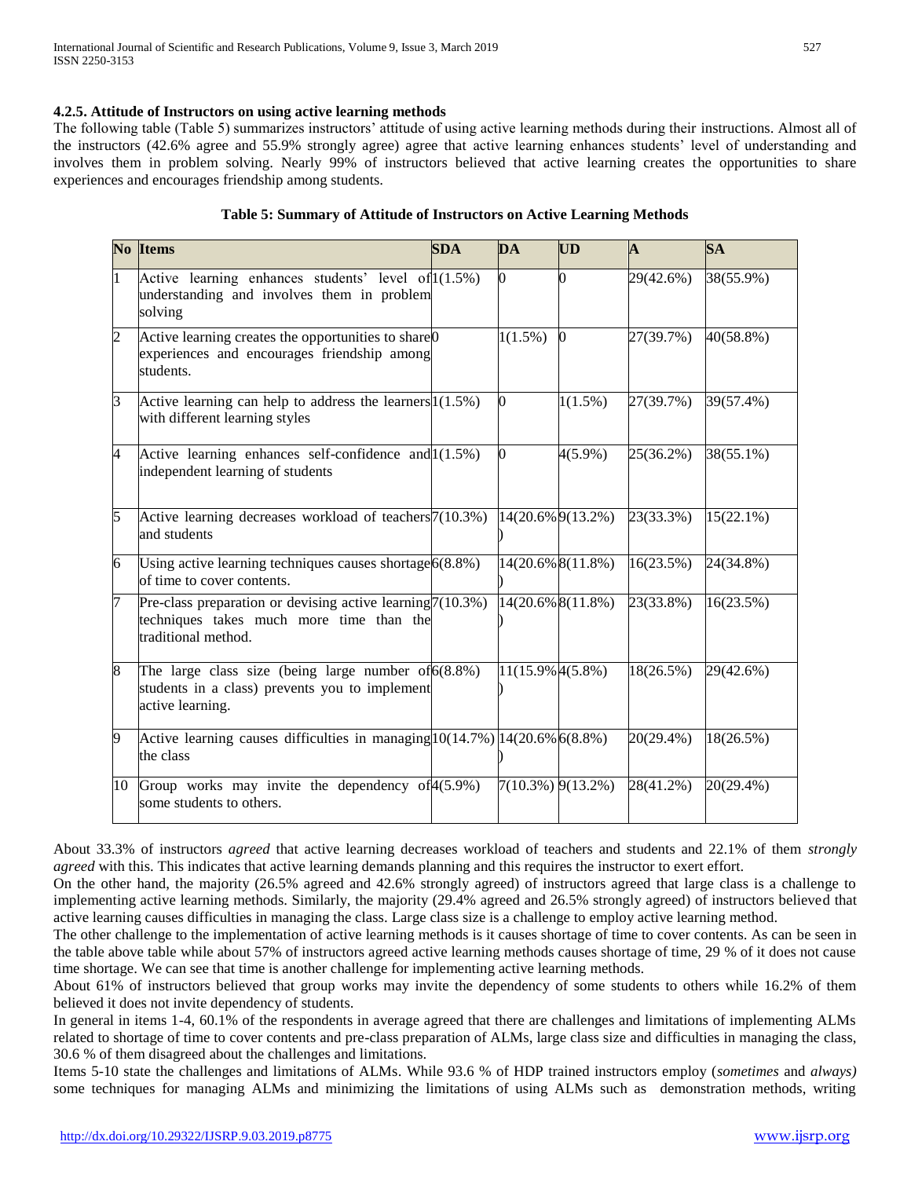#### 4.2.5. Attitude of Instructors on using active learning methods

The following table (Table 5) summarizes instructors' attitude of using active learning methods during their instructions. Almost all of the instructors (42.6% agree and 55.9% strongly agree) agree that active learning enhances students' level of understanding and involves them in problem solving. Nearly 99% of instructors believed that active learning creates the opportunities to share experiences and encourages friendship among students.

**Table 5: Summary of Attitude of Instructors on Active Learning Methods**

| No | Items | SDA | DA | UD | A | SA |
|---|---|---|---|---|---|---|
| 1 | Active learning enhances students' level of understanding and involves them in problem solving | 1(1.5%) | 0 | 0 | 29(42.6%) | 38(55.9%) |
| 2 | Active learning creates the opportunities to share experiences and encourages friendship among students. | 0 | 1(1.5%) | 0 | 27(39.7%) | 40(58.8%) |
| 3 | Active learning can help to address the learners with different learning styles | 1(1.5%) | 0 | 1(1.5%) | 27(39.7%) | 39(57.4%) |
| 4 | Active learning enhances self-confidence and independent learning of students | 1(1.5%) | 0 | 4(5.9%) | 25(36.2%) | 38(55.1%) |
| 5 | Active learning decreases workload of teachers and students | 7(10.3%) | 14(20.6%) | 9(13.2%) | 23(33.3%) | 15(22.1%) |
| 6 | Using active learning techniques causes shortage of time to cover contents. | 6(8.8%) | 14(20.6%) | 8(11.8%) | 16(23.5%) | 24(34.8%) |
| 7 | Pre-class preparation or devising active learning techniques takes much more time than the traditional method. | 7(10.3%) | 14(20.6%) | 8(11.8%) | 23(33.8%) | 16(23.5%) |
| 8 | The large class size (being large number of students in a class) prevents you to implement active learning. | 6(8.8%) | 11(15.9%) | 4(5.8%) | 18(26.5%) | 29(42.6%) |
| 9 | Active learning causes difficulties in managing the class | 10(14.7%) | 14(20.6%) | 6(8.8%) | 20(29.4%) | 18(26.5%) |
| 10 | Group works may invite the dependency of some students to others. | 4(5.9%) | 7(10.3%) | 9(13.2%) | 28(41.2%) | 20(29.4%) |

About 33.3% of instructors *agreed* that active learning decreases workload of teachers and students and 22.1% of them *strongly agreed* with this. This indicates that active learning demands planning and this requires the instructor to exert effort.

On the other hand, the majority (26.5% agreed and 42.6% strongly agreed) of instructors agreed that large class is a challenge to implementing active learning methods. Similarly, the majority (29.4% agreed and 26.5% strongly agreed) of instructors believed that active learning causes difficulties in managing the class. Large class size is a challenge to employ active learning method.

The other challenge to the implementation of active learning methods is it causes shortage of time to cover contents. As can be seen in the table above table while about 57% of instructors agreed active learning methods causes shortage of time, 29 % of it does not cause time shortage. We can see that time is another challenge for implementing active learning methods.

About 61% of instructors believed that group works may invite the dependency of some students to others while 16.2% of them believed it does not invite dependency of students.

In general in items 1-4, 60.1% of the respondents in average agreed that there are challenges and limitations of implementing ALMs related to shortage of time to cover contents and pre-class preparation of ALMs, large class size and difficulties in managing the class, 30.6 % of them disagreed about the challenges and limitations.

Items 5-10 state the challenges and limitations of ALMs. While 93.6 % of HDP trained instructors employ (*sometimes* and *always)* some techniques for managing ALMs and minimizing the limitations of using ALMs such as demonstration methods, writing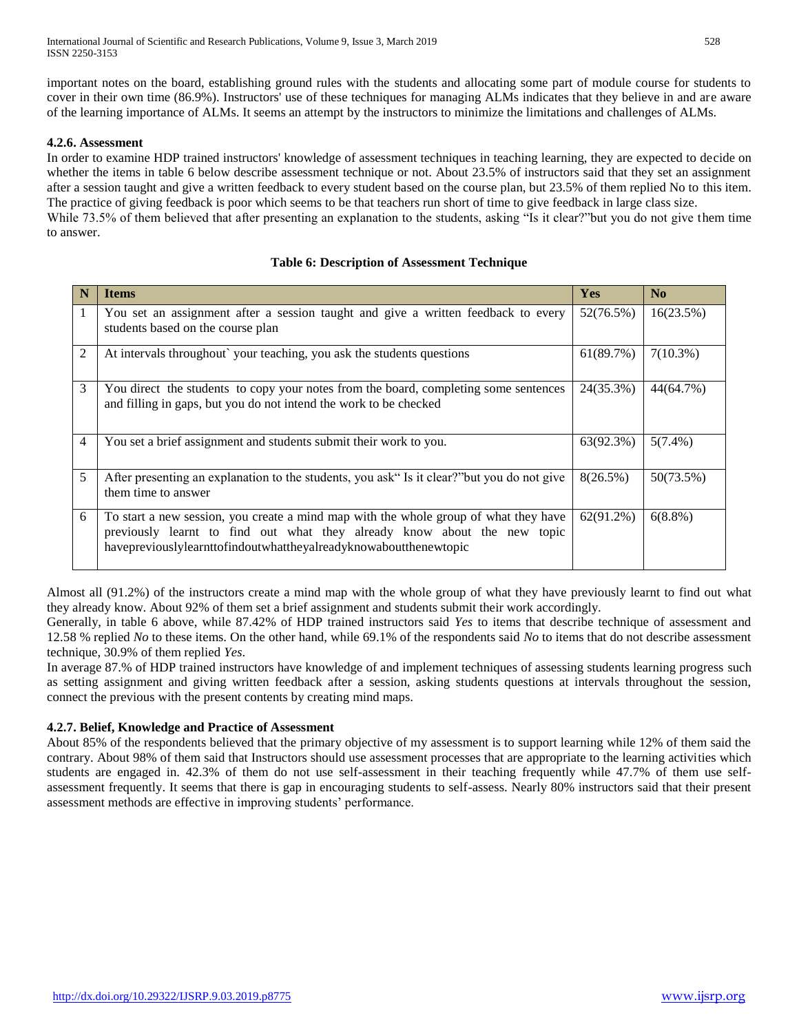important notes on the board, establishing ground rules with the students and allocating some part of module course for students to cover in their own time (86.9%). Instructors' use of these techniques for managing ALMs indicates that they believe in and are aware of the learning importance of ALMs. It seems an attempt by the instructors to minimize the limitations and challenges of ALMs.

#### 4.2.6. Assessment

In order to examine HDP trained instructors' knowledge of assessment techniques in teaching learning, they are expected to decide on whether the items in table 6 below describe assessment technique or not. About 23.5% of instructors said that they set an assignment after a session taught and give a written feedback to every student based on the course plan, but 23.5% of them replied No to this item. The practice of giving feedback is poor which seems to be that teachers run short of time to give feedback in large class size.

While 73.5% of them believed that after presenting an explanation to the students, asking "Is it clear?"but you do not give them time to answer.

**Table 6: Description of Assessment Technique**

| N | Items | Yes | No |
|---|---|---|---|
| 1 | You set an assignment after a session taught and give a written feedback to every students based on the course plan | 52(76.5%) | 16(23.5%) |
| 2 | At intervals throughout` your teaching, you ask the students questions | 61(89.7%) | 7(10.3%) |
| 3 | You direct the students to copy your notes from the board, completing some sentences and filling in gaps, but you do not intend the work to be checked | 24(35.3%) | 44(64.7%) |
| 4 | You set a brief assignment and students submit their work to you. | 63(92.3%) | 5(7.4%) |
| 5 | After presenting an explanation to the students, you ask" Is it clear?"but you do not give them time to answer | 8(26.5%) | 50(73.5%) |
| 6 | To start a new session, you create a mind map with the whole group of what they have previously learnt to find out what they already know about the new topic havepreviouslylearnttofindoutwhattheyalreadyknowaboutthenewtopic | 62(91.2%) | 6(8.8%) |

Almost all (91.2%) of the instructors create a mind map with the whole group of what they have previously learnt to find out what they already know. About 92% of them set a brief assignment and students submit their work accordingly.

Generally, in table 6 above, while 87.42% of HDP trained instructors said *Yes* to items that describe technique of assessment and 12.58 % replied *No* to these items. On the other hand, while 69.1% of the respondents said *No* to items that do not describe assessment technique, 30.9% of them replied *Yes*.

In average 87.% of HDP trained instructors have knowledge of and implement techniques of assessing students learning progress such as setting assignment and giving written feedback after a session, asking students questions at intervals throughout the session, connect the previous with the present contents by creating mind maps.

#### 4.2.7. Belief, Knowledge and Practice of Assessment

About 85% of the respondents believed that the primary objective of my assessment is to support learning while 12% of them said the contrary. About 98% of them said that Instructors should use assessment processes that are appropriate to the learning activities which students are engaged in. 42.3% of them do not use self-assessment in their teaching frequently while 47.7% of them use self-assessment frequently. It seems that there is gap in encouraging students to self-assess. Nearly 80% instructors said that their present assessment methods are effective in improving students' performance.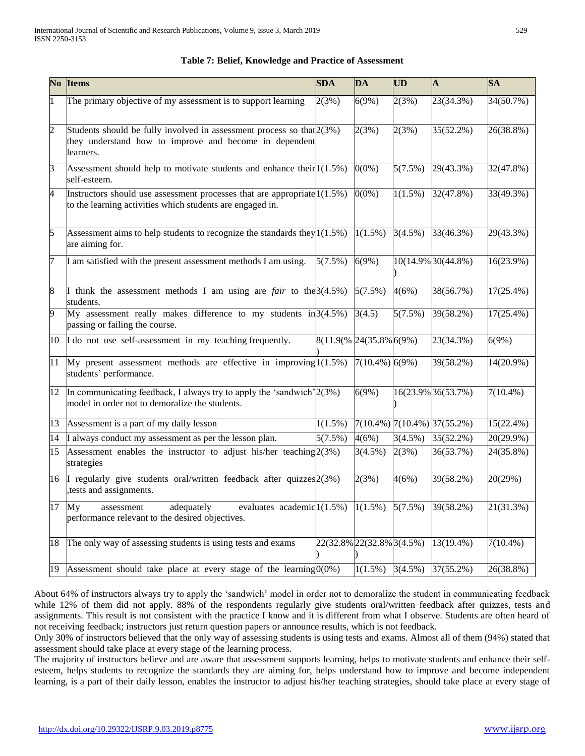**Table 7: Belief, Knowledge and Practice of Assessment**

| No | Items | SDA | DA | UD | A | SA |
|---|---|---|---|---|---|---|
| 1 | The primary objective of my assessment is to support learning | 2(3%) | 6(9%) | 2(3%) | 23(34.3%) | 34(50.7%) |
| 2 | Students should be fully involved in assessment process so that they understand how to improve and become in dependent learners. | 2(3%) | 2(3%) | 2(3%) | 35(52.2%) | 26(38.8%) |
| 3 | Assessment should help to motivate students and enhance their self-esteem. | 1(1.5%) | 0(0%) | 5(7.5%) | 29(43.3%) | 32(47.8%) |
| 4 | Instructors should use assessment processes that are appropriate to the learning activities which students are engaged in. | 1(1.5%) | 0(0%) | 1(1.5%) | 32(47.8%) | 33(49.3%) |
| 5 | Assessment aims to help students to recognize the standards they are aiming for. | 1(1.5%) | 1(1.5%) | 3(4.5%) | 33(46.3%) | 29(43.3%) |
| 7 | I am satisfied with the present assessment methods I am using. | 5(7.5%) | 6(9%) | 10(14.9%) | 30(44.8%) | 16(23.9%) |
| 8 | I think the assessment methods I am using are *fair* to the students. | 3(4.5%) | 5(7.5%) | 4(6%) | 38(56.7%) | 17(25.4%) |
| 9 | My assessment really makes difference to my students in passing or failing the course. | 3(4.5%) | 3(4.5) | 5(7.5%) | 39(58.2%) | 17(25.4%) |
| 10 | I do not use self-assessment in my teaching frequently. | 8(11.9%) | 24(35.8%) | 6(9%) | 23(34.3%) | 6(9%) |
| 11 | My present assessment methods are effective in improving students' performance. | 1(1.5%) | 7(10.4%) | 6(9%) | 39(58.2%) | 14(20.9%) |
| 12 | In communicating feedback, I always try to apply the 'sandwich' model in order not to demoralize the students. | 2(3%) | 6(9%) | 16(23.9%) | 36(53.7%) | 7(10.4%) |
| 13 | Assessment is a part of my daily lesson | 1(1.5%) | 7(10.4%) | 7(10.4%) | 37(55.2%) | 15(22.4%) |
| 14 | I always conduct my assessment as per the lesson plan. | 5(7.5%) | 4(6%) | 3(4.5%) | 35(52.2%) | 20(29.9%) |
| 15 | Assessment enables the instructor to adjust his/her teaching strategies | 2(3%) | 3(4.5%) | 2(3%) | 36(53.7%) | 24(35.8%) |
| 16 | I regularly give students oral/written feedback after quizzes ,tests and assignments. | 2(3%) | 2(3%) | 4(6%) | 39(58.2%) | 20(29%) |
| 17 | My assessment adequately evaluates academic performance relevant to the desired objectives. | 1(1.5%) | 1(1.5%) | 5(7.5%) | 39(58.2%) | 21(31.3%) |
| 18 | The only way of assessing students is using tests and exams | 22(32.8%) | 22(32.8%) | 3(4.5%) | 13(19.4%) | 7(10.4%) |
| 19 | Assessment should take place at every stage of the learning | 0(0%) | 1(1.5%) | 3(4.5%) | 37(55.2%) | 26(38.8%) |

About 64% of instructors always try to apply the 'sandwich' model in order not to demoralize the student in communicating feedback while 12% of them did not apply. 88% of the respondents regularly give students oral/written feedback after quizzes, tests and assignments. This result is not consistent with the practice I know and it is different from what I observe. Students are often heard of not receiving feedback; instructors just return question papers or announce results, which is not feedback.

Only 30% of instructors believed that the only way of assessing students is using tests and exams. Almost all of them (94%) stated that assessment should take place at every stage of the learning process.

The majority of instructors believe and are aware that assessment supports learning, helps to motivate students and enhance their self-esteem, helps students to recognize the standards they are aiming for, helps understand how to improve and become independent learning, is a part of their daily lesson, enables the instructor to adjust his/her teaching strategies, should take place at every stage of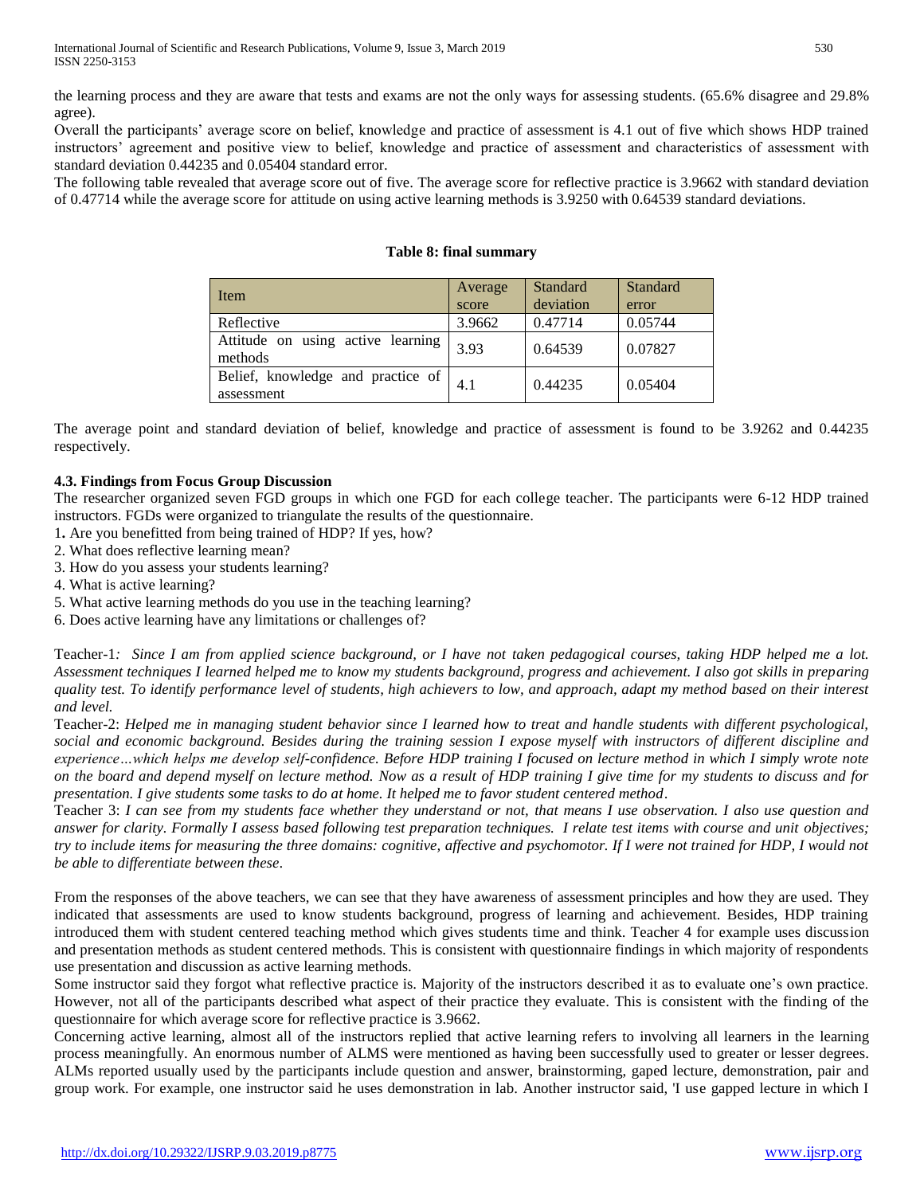the learning process and they are aware that tests and exams are not the only ways for assessing students. (65.6% disagree and 29.8% agree).

Overall the participants' average score on belief, knowledge and practice of assessment is 4.1 out of five which shows HDP trained instructors' agreement and positive view to belief, knowledge and practice of assessment and characteristics of assessment with standard deviation 0.44235 and 0.05404 standard error.

The following table revealed that average score out of five. The average score for reflective practice is 3.9662 with standard deviation of 0.47714 while the average score for attitude on using active learning methods is 3.9250 with 0.64539 standard deviations.

**Table 8: final summary**

| Item | Average score | Standard deviation | Standard error |
|---|---|---|---|
| Reflective | 3.9662 | 0.47714 | 0.05744 |
| Attitude on using active learning methods | 3.93 | 0.64539 | 0.07827 |
| Belief, knowledge and practice of assessment | 4.1 | 0.44235 | 0.05404 |

The average point and standard deviation of belief, knowledge and practice of assessment is found to be 3.9262 and 0.44235 respectively.

### 4.3. Findings from Focus Group Discussion

The researcher organized seven FGD groups in which one FGD for each college teacher. The participants were 6-12 HDP trained instructors. FGDs were organized to triangulate the results of the questionnaire.

1. Are you benefitted from being trained of HDP? If yes, how?
2. What does reflective learning mean?
3. How do you assess your students learning?
4. What is active learning?
5. What active learning methods do you use in the teaching learning?
6. Does active learning have any limitations or challenges of?

Teacher-1: *Since I am from applied science background, or I have not taken pedagogical courses, taking HDP helped me a lot. Assessment techniques I learned helped me to know my students background, progress and achievement. I also got skills in preparing quality test. To identify performance level of students, high achievers to low, and approach, adapt my method based on their interest and level.*

Teacher-2: *Helped me in managing student behavior since I learned how to treat and handle students with different psychological, social and economic background. Besides during the training session I expose myself with instructors of different discipline and experience…which helps me develop self-confidence. Before HDP training I focused on lecture method in which I simply wrote note on the board and depend myself on lecture method. Now as a result of HDP training I give time for my students to discuss and for presentation. I give students some tasks to do at home. It helped me to favor student centered method*.

Teacher 3: *I can see from my students face whether they understand or not, that means I use observation. I also use question and answer for clarity. Formally I assess based following test preparation techniques. I relate test items with course and unit objectives; try to include items for measuring the three domains: cognitive, affective and psychomotor. If I were not trained for HDP, I would not be able to differentiate between these*.

From the responses of the above teachers, we can see that they have awareness of assessment principles and how they are used. They indicated that assessments are used to know students background, progress of learning and achievement. Besides, HDP training introduced them with student centered teaching method which gives students time and think. Teacher 4 for example uses discussion and presentation methods as student centered methods. This is consistent with questionnaire findings in which majority of respondents use presentation and discussion as active learning methods.

Some instructor said they forgot what reflective practice is. Majority of the instructors described it as to evaluate one's own practice. However, not all of the participants described what aspect of their practice they evaluate. This is consistent with the finding of the questionnaire for which average score for reflective practice is 3.9662.

Concerning active learning, almost all of the instructors replied that active learning refers to involving all learners in the learning process meaningfully. An enormous number of ALMS were mentioned as having been successfully used to greater or lesser degrees. ALMs reported usually used by the participants include question and answer, brainstorming, gaped lecture, demonstration, pair and group work. For example, one instructor said he uses demonstration in lab. Another instructor said, 'I use gapped lecture in which I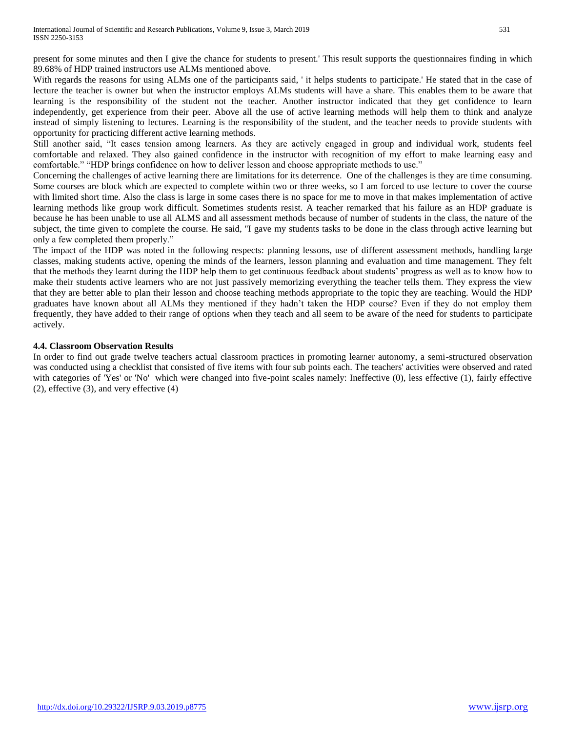present for some minutes and then I give the chance for students to present.' This result supports the questionnaires finding in which 89.68% of HDP trained instructors use ALMs mentioned above.

With regards the reasons for using ALMs one of the participants said, ' it helps students to participate.' He stated that in the case of lecture the teacher is owner but when the instructor employs ALMs students will have a share. This enables them to be aware that learning is the responsibility of the student not the teacher. Another instructor indicated that they get confidence to learn independently, get experience from their peer. Above all the use of active learning methods will help them to think and analyze instead of simply listening to lectures. Learning is the responsibility of the student, and the teacher needs to provide students with opportunity for practicing different active learning methods.

Still another said, "It eases tension among learners. As they are actively engaged in group and individual work, students feel comfortable and relaxed. They also gained confidence in the instructor with recognition of my effort to make learning easy and comfortable." "HDP brings confidence on how to deliver lesson and choose appropriate methods to use."

Concerning the challenges of active learning there are limitations for its deterrence. One of the challenges is they are time consuming. Some courses are block which are expected to complete within two or three weeks, so I am forced to use lecture to cover the course with limited short time. Also the class is large in some cases there is no space for me to move in that makes implementation of active learning methods like group work difficult. Sometimes students resist. A teacher remarked that his failure as an HDP graduate is because he has been unable to use all ALMS and all assessment methods because of number of students in the class, the nature of the subject, the time given to complete the course. He said, "I gave my students tasks to be done in the class through active learning but only a few completed them properly."

The impact of the HDP was noted in the following respects: planning lessons, use of different assessment methods, handling large classes, making students active, opening the minds of the learners, lesson planning and evaluation and time management. They felt that the methods they learnt during the HDP help them to get continuous feedback about students' progress as well as to know how to make their students active learners who are not just passively memorizing everything the teacher tells them. They express the view that they are better able to plan their lesson and choose teaching methods appropriate to the topic they are teaching. Would the HDP graduates have known about all ALMs they mentioned if they hadn't taken the HDP course? Even if they do not employ them frequently, they have added to their range of options when they teach and all seem to be aware of the need for students to participate actively.

### 4.4. Classroom Observation Results

In order to find out grade twelve teachers actual classroom practices in promoting learner autonomy, a semi-structured observation was conducted using a checklist that consisted of five items with four sub points each. The teachers' activities were observed and rated with categories of 'Yes' or 'No' which were changed into five-point scales namely: Ineffective (0), less effective (1), fairly effective (2), effective (3), and very effective (4)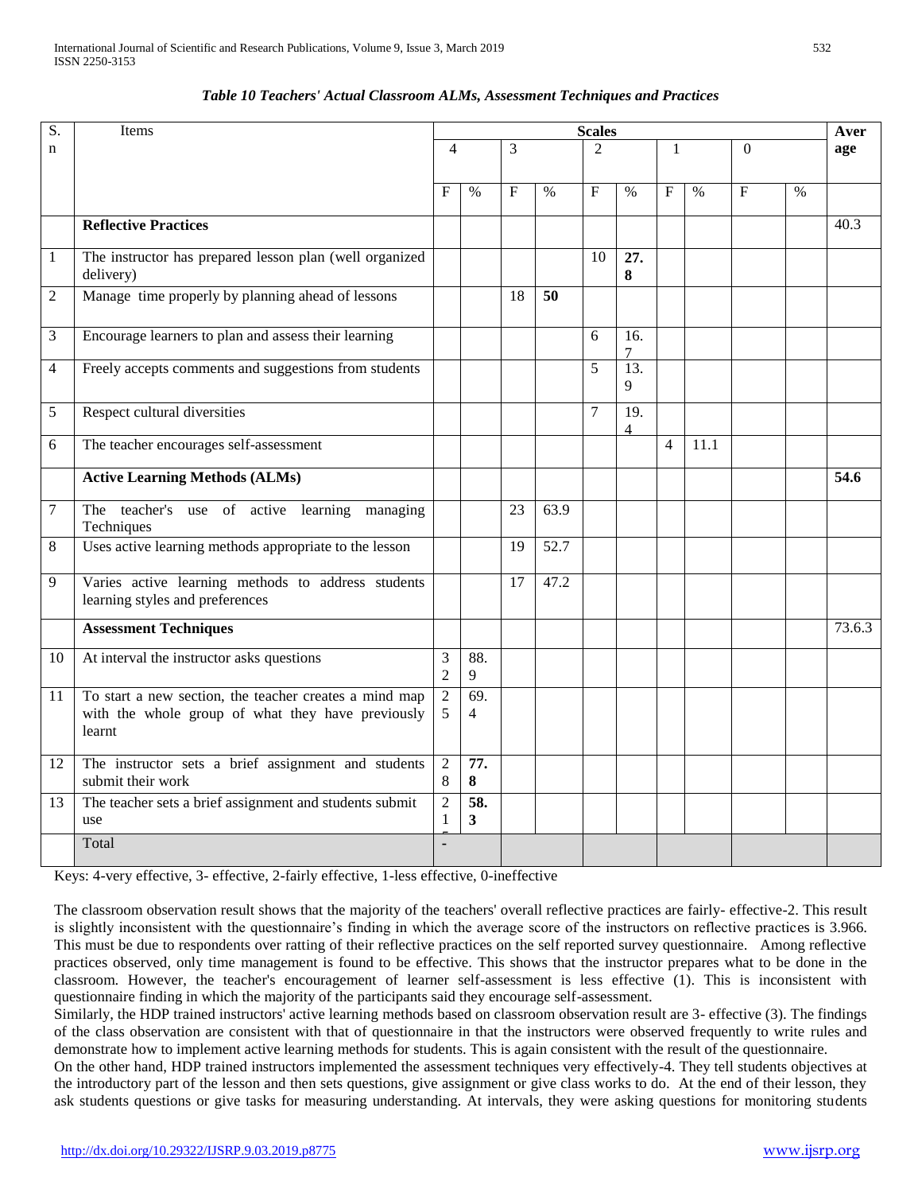*Table 10 Teachers' Actual Classroom ALMs, Assessment Techniques and Practices*

| S. n | Items | Scales | | | | | | | | | | Average |
|---|---|---|---|---|---|---|---|---|---|---|---|---|
| | | 4 | | 3 | | 2 | | 1 | | 0 | | |
| | | F | % | F | % | F | % | F | % | F | % | |
| | **Reflective Practices** | | | | | | | | | | | 40.3 |
| 1 | The instructor has prepared lesson plan (well organized delivery) | | | | | 10 | **27.8** | | | | | |
| 2 | Manage time properly by planning ahead of lessons | | | 18 | **50** | | | | | | | |
| 3 | Encourage learners to plan and assess their learning | | | | | 6 | 16.7 | | | | | |
| 4 | Freely accepts comments and suggestions from students | | | | | 5 | 13.9 | | | | | |
| 5 | Respect cultural diversities | | | | | 7 | 19.4 | | | | | |
| 6 | The teacher encourages self-assessment | | | | | | | 4 | 11.1 | | | |
| | **Active Learning Methods (ALMs)** | | | | | | | | | | | **54.6** |
| 7 | The teacher's use of active learning managing Techniques | | | 23 | 63.9 | | | | | | | |
| 8 | Uses active learning methods appropriate to the lesson | | | 19 | 52.7 | | | | | | | |
| 9 | Varies active learning methods to address students learning styles and preferences | | | 17 | 47.2 | | | | | | | |
| | **Assessment Techniques** | | | | | | | | | | | 73.6.3 |
| 10 | At interval the instructor asks questions | 32 | 88.9 | | | | | | | | | |
| 11 | To start a new section, the teacher creates a mind map with the whole group of what they have previously learnt | 25 | 69.4 | | | | | | | | | |
| 12 | The instructor sets a brief assignment and students submit their work | 28 | **77.8** | | | | | | | | | |
| 13 | The teacher sets a brief assignment and students submit use | 21 | **58.3** | | | | | | | | | |
| | Total | - | | | | | | | | | | |

Keys: 4-very effective, 3- effective, 2-fairly effective, 1-less effective, 0-ineffective

The classroom observation result shows that the majority of the teachers' overall reflective practices are fairly- effective-2. This result is slightly inconsistent with the questionnaire's finding in which the average score of the instructors on reflective practices is 3.966. This must be due to respondents over ratting of their reflective practices on the self reported survey questionnaire. Among reflective practices observed, only time management is found to be effective. This shows that the instructor prepares what to be done in the classroom. However, the teacher's encouragement of learner self-assessment is less effective (1). This is inconsistent with questionnaire finding in which the majority of the participants said they encourage self-assessment.

Similarly, the HDP trained instructors' active learning methods based on classroom observation result are 3- effective (3). The findings of the class observation are consistent with that of questionnaire in that the instructors were observed frequently to write rules and demonstrate how to implement active learning methods for students. This is again consistent with the result of the questionnaire.

On the other hand, HDP trained instructors implemented the assessment techniques very effectively-4. They tell students objectives at the introductory part of the lesson and then sets questions, give assignment or give class works to do. At the end of their lesson, they ask students questions or give tasks for measuring understanding. At intervals, they were asking questions for monitoring students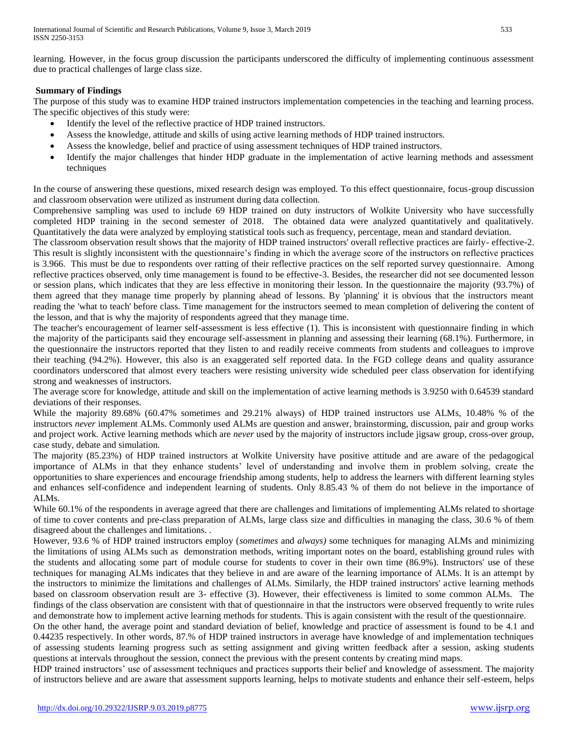learning. However, in the focus group discussion the participants underscored the difficulty of implementing continuous assessment due to practical challenges of large class size.

## Summary of Findings

The purpose of this study was to examine HDP trained instructors implementation competencies in the teaching and learning process. The specific objectives of this study were:

- Identify the level of the reflective practice of HDP trained instructors.
- Assess the knowledge, attitude and skills of using active learning methods of HDP trained instructors.
- Assess the knowledge, belief and practice of using assessment techniques of HDP trained instructors.
- Identify the major challenges that hinder HDP graduate in the implementation of active learning methods and assessment techniques

In the course of answering these questions, mixed research design was employed. To this effect questionnaire, focus-group discussion and classroom observation were utilized as instrument during data collection.

Comprehensive sampling was used to include 69 HDP trained on duty instructors of Wolkite University who have successfully completed HDP training in the second semester of 2018. The obtained data were analyzed quantitatively and qualitatively. Quantitatively the data were analyzed by employing statistical tools such as frequency, percentage, mean and standard deviation.

The classroom observation result shows that the majority of HDP trained instructors' overall reflective practices are fairly- effective-2. This result is slightly inconsistent with the questionnaire's finding in which the average score of the instructors on reflective practices is 3.966. This must be due to respondents over ratting of their reflective practices on the self reported survey questionnaire. Among reflective practices observed, only time management is found to be effective-3. Besides, the researcher did not see documented lesson or session plans, which indicates that they are less effective in monitoring their lesson. In the questionnaire the majority (93.7%) of them agreed that they manage time properly by planning ahead of lessons. By 'planning' it is obvious that the instructors meant reading the 'what to teach' before class. Time management for the instructors seemed to mean completion of delivering the content of the lesson, and that is why the majority of respondents agreed that they manage time.

The teacher's encouragement of learner self-assessment is less effective (1). This is inconsistent with questionnaire finding in which the majority of the participants said they encourage self-assessment in planning and assessing their learning (68.1%). Furthermore, in the questionnaire the instructors reported that they listen to and readily receive comments from students and colleagues to improve their teaching (94.2%). However, this also is an exaggerated self reported data. In the FGD college deans and quality assurance coordinators underscored that almost every teachers were resisting university wide scheduled peer class observation for identifying strong and weaknesses of instructors.

The average score for knowledge, attitude and skill on the implementation of active learning methods is 3.9250 with 0.64539 standard deviations of their responses.

While the majority 89.68% (60.47% sometimes and 29.21% always) of HDP trained instructors use ALMs, 10.48% % of the instructors *never* implement ALMs. Commonly used ALMs are question and answer, brainstorming, discussion, pair and group works and project work. Active learning methods which are *never* used by the majority of instructors include jigsaw group, cross-over group, case study, debate and simulation.

The majority (85.23%) of HDP trained instructors at Wolkite University have positive attitude and are aware of the pedagogical importance of ALMs in that they enhance students' level of understanding and involve them in problem solving, create the opportunities to share experiences and encourage friendship among students, help to address the learners with different learning styles and enhances self-confidence and independent learning of students. Only 8.85.43 % of them do not believe in the importance of ALMs.

While 60.1% of the respondents in average agreed that there are challenges and limitations of implementing ALMs related to shortage of time to cover contents and pre-class preparation of ALMs, large class size and difficulties in managing the class, 30.6 % of them disagreed about the challenges and limitations. .

However, 93.6 % of HDP trained instructors employ (*sometimes* and *always)* some techniques for managing ALMs and minimizing the limitations of using ALMs such as demonstration methods, writing important notes on the board, establishing ground rules with the students and allocating some part of module course for students to cover in their own time (86.9%). Instructors' use of these techniques for managing ALMs indicates that they believe in and are aware of the learning importance of ALMs. It is an attempt by the instructors to minimize the limitations and challenges of ALMs. Similarly, the HDP trained instructors' active learning methods based on classroom observation result are 3- effective (3). However, their effectiveness is limited to some common ALMs. The findings of the class observation are consistent with that of questionnaire in that the instructors were observed frequently to write rules and demonstrate how to implement active learning methods for students. This is again consistent with the result of the questionnaire.

On the other hand, the average point and standard deviation of belief, knowledge and practice of assessment is found to be 4.1 and 0.44235 respectively. In other words, 87.% of HDP trained instructors in average have knowledge of and implementation techniques of assessing students learning progress such as setting assignment and giving written feedback after a session, asking students questions at intervals throughout the session, connect the previous with the present contents by creating mind maps.

HDP trained instructors' use of assessment techniques and practices supports their belief and knowledge of assessment. The majority of instructors believe and are aware that assessment supports learning, helps to motivate students and enhance their self-esteem, helps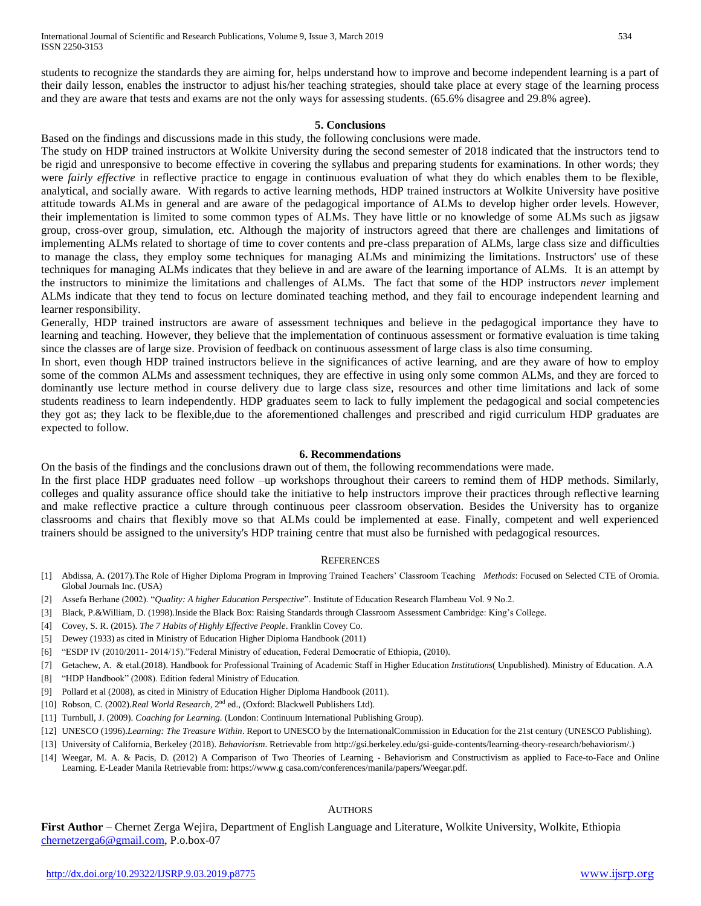students to recognize the standards they are aiming for, helps understand how to improve and become independent learning is a part of their daily lesson, enables the instructor to adjust his/her teaching strategies, should take place at every stage of the learning process and they are aware that tests and exams are not the only ways for assessing students. (65.6% disagree and 29.8% agree).

## 5. Conclusions

Based on the findings and discussions made in this study, the following conclusions were made.

The study on HDP trained instructors at Wolkite University during the second semester of 2018 indicated that the instructors tend to be rigid and unresponsive to become effective in covering the syllabus and preparing students for examinations. In other words; they were *fairly effective* in reflective practice to engage in continuous evaluation of what they do which enables them to be flexible, analytical, and socially aware. With regards to active learning methods, HDP trained instructors at Wolkite University have positive attitude towards ALMs in general and are aware of the pedagogical importance of ALMs to develop higher order levels. However, their implementation is limited to some common types of ALMs. They have little or no knowledge of some ALMs such as jigsaw group, cross-over group, simulation, etc. Although the majority of instructors agreed that there are challenges and limitations of implementing ALMs related to shortage of time to cover contents and pre-class preparation of ALMs, large class size and difficulties to manage the class, they employ some techniques for managing ALMs and minimizing the limitations. Instructors' use of these techniques for managing ALMs indicates that they believe in and are aware of the learning importance of ALMs. It is an attempt by the instructors to minimize the limitations and challenges of ALMs. The fact that some of the HDP instructors *never* implement ALMs indicate that they tend to focus on lecture dominated teaching method, and they fail to encourage independent learning and learner responsibility.

Generally, HDP trained instructors are aware of assessment techniques and believe in the pedagogical importance they have to learning and teaching. However, they believe that the implementation of continuous assessment or formative evaluation is time taking since the classes are of large size. Provision of feedback on continuous assessment of large class is also time consuming.

In short, even though HDP trained instructors believe in the significances of active learning, and are they aware of how to employ some of the common ALMs and assessment techniques, they are effective in using only some common ALMs, and they are forced to dominantly use lecture method in course delivery due to large class size, resources and other time limitations and lack of some students readiness to learn independently. HDP graduates seem to lack to fully implement the pedagogical and social competencies they got as; they lack to be flexible,due to the aforementioned challenges and prescribed and rigid curriculum HDP graduates are expected to follow.

## 6. Recommendations

On the basis of the findings and the conclusions drawn out of them, the following recommendations were made.

In the first place HDP graduates need follow –up workshops throughout their careers to remind them of HDP methods. Similarly, colleges and quality assurance office should take the initiative to help instructors improve their practices through reflective learning and make reflective practice a culture through continuous peer classroom observation. Besides the University has to organize classrooms and chairs that flexibly move so that ALMs could be implemented at ease. Finally, competent and well experienced trainers should be assigned to the university's HDP training centre that must also be furnished with pedagogical resources.

## References

[1] Abdissa, A. (2017).The Role of Higher Diploma Program in Improving Trained Teachers' Classroom Teaching *Methods*: Focused on Selected CTE of Oromia. Global Journals Inc. (USA)

[2] Assefa Berhane (2002). "*Quality: A higher Education Perspective*". Institute of Education Research Flambeau Vol. 9 No.2.

[3] Black, P.&William, D. (1998).Inside the Black Box: Raising Standards through Classroom Assessment Cambridge: King's College.

[4] Covey, S. R. (2015). *The 7 Habits of Highly Effective People*. Franklin Covey Co.

[5] Dewey (1933) as cited in Ministry of Education Higher Diploma Handbook (2011)

[6] "ESDP IV (2010/2011- 2014/15)."Federal Ministry of education, Federal Democratic of Ethiopia, (2010).

[7] Getachew, A. & etal.(2018). Handbook for Professional Training of Academic Staff in Higher Education *Institutions*( Unpublished). Ministry of Education. A.A

[8] "HDP Handbook" (2008). Edition federal Ministry of Education.

[9] Pollard et al (2008), as cited in Ministry of Education Higher Diploma Handbook (2011).

[10] Robson, C. (2002).*Real World Research*, 2nd ed., (Oxford: Blackwell Publishers Ltd).

[11] Turnbull, J. (2009). *Coaching for Learning.* (London: Continuum International Publishing Group).

[12] UNESCO (1996).*Learning: The Treasure Within*. Report to UNESCO by the InternationalCommission in Education for the 21st century (UNESCO Publishing).

[13] University of California, Berkeley (2018). *Behaviorism*. Retrievable from http://gsi.berkeley.edu/gsi-guide-contents/learning-theory-research/behaviorism/.)

[14] Weegar, M. A. & Pacis, D. (2012) A Comparison of Two Theories of Learning - Behaviorism and Constructivism as applied to Face-to-Face and Online Learning. E-Leader Manila Retrievable from: https://www.g casa.com/conferences/manila/papers/Weegar.pdf.

## Authors

**First Author** – Chernet Zerga Wejira, Department of English Language and Literature, Wolkite University, Wolkite, Ethiopia chernetzerga6@gmail.com, P.o.box-07